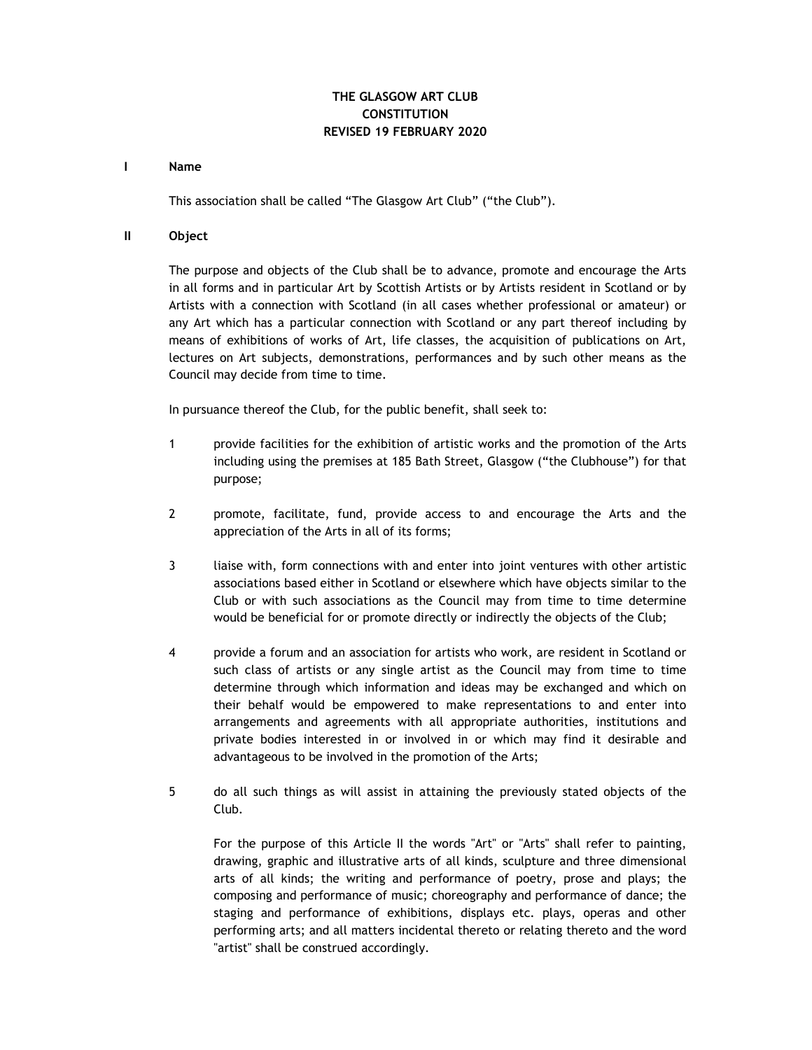# THE GLASGOW ART CLUB
# CONSTITUTION
# REVISED 19 FEBRUARY 2020

## I Name

This association shall be called "The Glasgow Art Club" ("the Club").

## II Object

The purpose and objects of the Club shall be to advance, promote and encourage the Arts in all forms and in particular Art by Scottish Artists or by Artists resident in Scotland or by Artists with a connection with Scotland (in all cases whether professional or amateur) or any Art which has a particular connection with Scotland or any part thereof including by means of exhibitions of works of Art, life classes, the acquisition of publications on Art, lectures on Art subjects, demonstrations, performances and by such other means as the Council may decide from time to time.

In pursuance thereof the Club, for the public benefit, shall seek to:

1. provide facilities for the exhibition of artistic works and the promotion of the Arts including using the premises at 185 Bath Street, Glasgow ("the Clubhouse") for that purpose;

2. promote, facilitate, fund, provide access to and encourage the Arts and the appreciation of the Arts in all of its forms;

3. liaise with, form connections with and enter into joint ventures with other artistic associations based either in Scotland or elsewhere which have objects similar to the Club or with such associations as the Council may from time to time determine would be beneficial for or promote directly or indirectly the objects of the Club;

4. provide a forum and an association for artists who work, are resident in Scotland or such class of artists or any single artist as the Council may from time to time determine through which information and ideas may be exchanged and which on their behalf would be empowered to make representations to and enter into arrangements and agreements with all appropriate authorities, institutions and private bodies interested in or involved in or which may find it desirable and advantageous to be involved in the promotion of the Arts;

5. do all such things as will assist in attaining the previously stated objects of the Club.

   For the purpose of this Article II the words "Art" or "Arts" shall refer to painting, drawing, graphic and illustrative arts of all kinds, sculpture and three dimensional arts of all kinds; the writing and performance of poetry, prose and plays; the composing and performance of music; choreography and performance of dance; the staging and performance of exhibitions, displays etc. plays, operas and other performing arts; and all matters incidental thereto or relating thereto and the word "artist" shall be construed accordingly.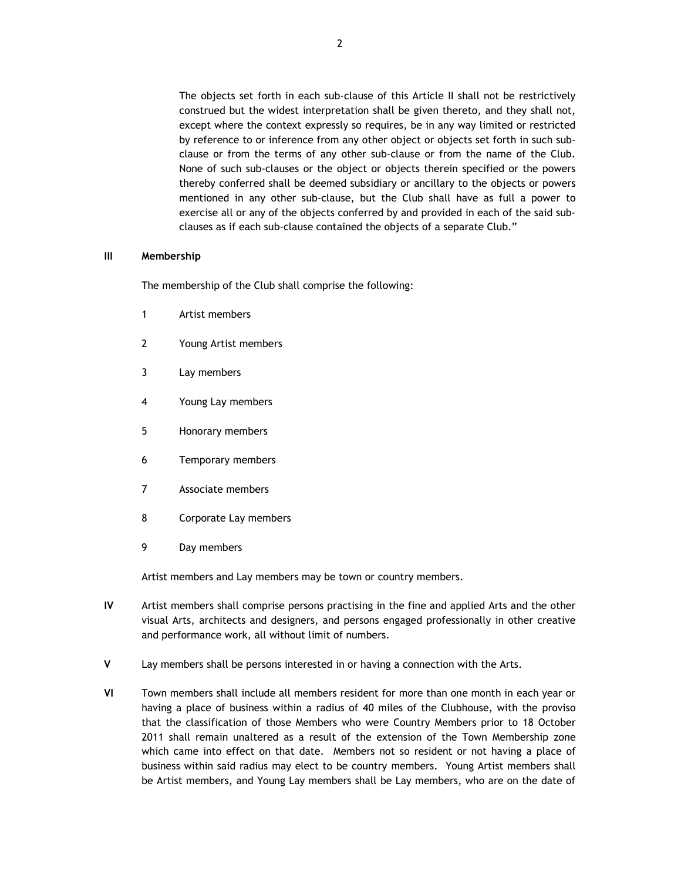The objects set forth in each sub-clause of this Article II shall not be restrictively construed but the widest interpretation shall be given thereto, and they shall not, except where the context expressly so requires, be in any way limited or restricted by reference to or inference from any other object or objects set forth in such sub-clause or from the terms of any other sub-clause or from the name of the Club. None of such sub-clauses or the object or objects therein specified or the powers thereby conferred shall be deemed subsidiary or ancillary to the objects or powers mentioned in any other sub-clause, but the Club shall have as full a power to exercise all or any of the objects conferred by and provided in each of the said sub-clauses as if each sub-clause contained the objects of a separate Club."

**III Membership**

The membership of the Club shall comprise the following:

1. Artist members
2. Young Artist members
3. Lay members
4. Young Lay members
5. Honorary members
6. Temporary members
7. Associate members
8. Corporate Lay members
9. Day members

Artist members and Lay members may be town or country members.

**IV** Artist members shall comprise persons practising in the fine and applied Arts and the other visual Arts, architects and designers, and persons engaged professionally in other creative and performance work, all without limit of numbers.

**V** Lay members shall be persons interested in or having a connection with the Arts.

**VI** Town members shall include all members resident for more than one month in each year or having a place of business within a radius of 40 miles of the Clubhouse, with the proviso that the classification of those Members who were Country Members prior to 18 October 2011 shall remain unaltered as a result of the extension of the Town Membership zone which came into effect on that date. Members not so resident or not having a place of business within said radius may elect to be country members. Young Artist members shall be Artist members, and Young Lay members shall be Lay members, who are on the date of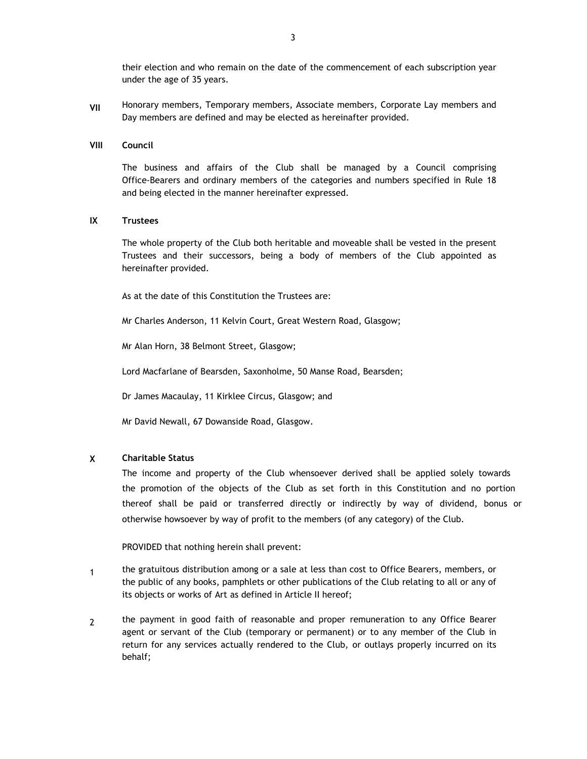their election and who remain on the date of the commencement of each subscription year under the age of 35 years.

**VII** Honorary members, Temporary members, Associate members, Corporate Lay members and Day members are defined and may be elected as hereinafter provided.

**VIII Council**

The business and affairs of the Club shall be managed by a Council comprising Office-Bearers and ordinary members of the categories and numbers specified in Rule 18 and being elected in the manner hereinafter expressed.

**IX Trustees**

The whole property of the Club both heritable and moveable shall be vested in the present Trustees and their successors, being a body of members of the Club appointed as hereinafter provided.

As at the date of this Constitution the Trustees are:

Mr Charles Anderson, 11 Kelvin Court, Great Western Road, Glasgow;

Mr Alan Horn, 38 Belmont Street, Glasgow;

Lord Macfarlane of Bearsden, Saxonholme, 50 Manse Road, Bearsden;

Dr James Macaulay, 11 Kirklee Circus, Glasgow; and

Mr David Newall, 67 Dowanside Road, Glasgow.

**X Charitable Status**

The income and property of the Club whensoever derived shall be applied solely towards the promotion of the objects of the Club as set forth in this Constitution and no portion thereof shall be paid or transferred directly or indirectly by way of dividend, bonus or otherwise howsoever by way of profit to the members (of any category) of the Club.

PROVIDED that nothing herein shall prevent:

1. the gratuitous distribution among or a sale at less than cost to Office Bearers, members, or the public of any books, pamphlets or other publications of the Club relating to all or any of its objects or works of Art as defined in Article II hereof;

2. the payment in good faith of reasonable and proper remuneration to any Office Bearer agent or servant of the Club (temporary or permanent) or to any member of the Club in return for any services actually rendered to the Club, or outlays properly incurred on its behalf;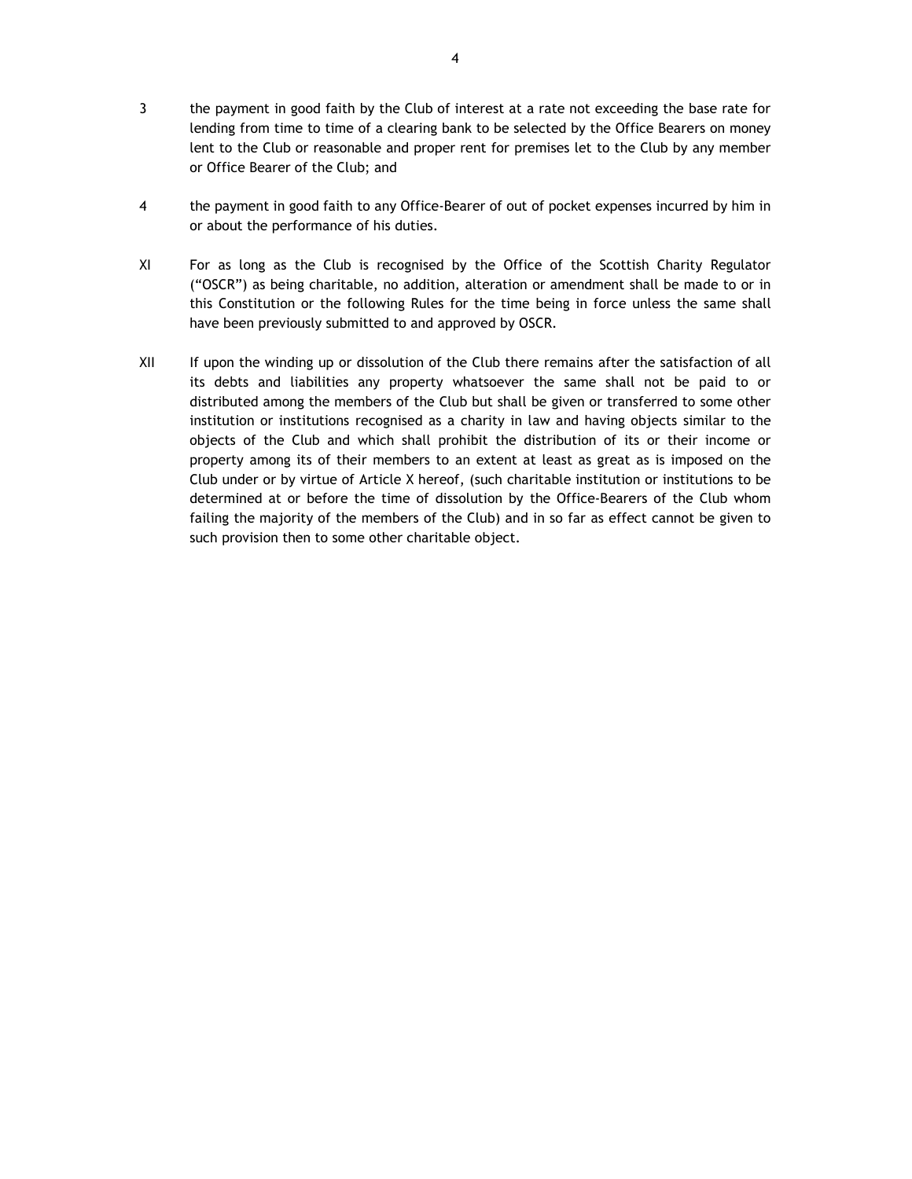3 the payment in good faith by the Club of interest at a rate not exceeding the base rate for lending from time to time of a clearing bank to be selected by the Office Bearers on money lent to the Club or reasonable and proper rent for premises let to the Club by any member or Office Bearer of the Club; and

4 the payment in good faith to any Office-Bearer of out of pocket expenses incurred by him in or about the performance of his duties.

XI For as long as the Club is recognised by the Office of the Scottish Charity Regulator ("OSCR") as being charitable, no addition, alteration or amendment shall be made to or in this Constitution or the following Rules for the time being in force unless the same shall have been previously submitted to and approved by OSCR.

XII If upon the winding up or dissolution of the Club there remains after the satisfaction of all its debts and liabilities any property whatsoever the same shall not be paid to or distributed among the members of the Club but shall be given or transferred to some other institution or institutions recognised as a charity in law and having objects similar to the objects of the Club and which shall prohibit the distribution of its or their income or property among its of their members to an extent at least as great as is imposed on the Club under or by virtue of Article X hereof, (such charitable institution or institutions to be determined at or before the time of dissolution by the Office-Bearers of the Club whom failing the majority of the members of the Club) and in so far as effect cannot be given to such provision then to some other charitable object.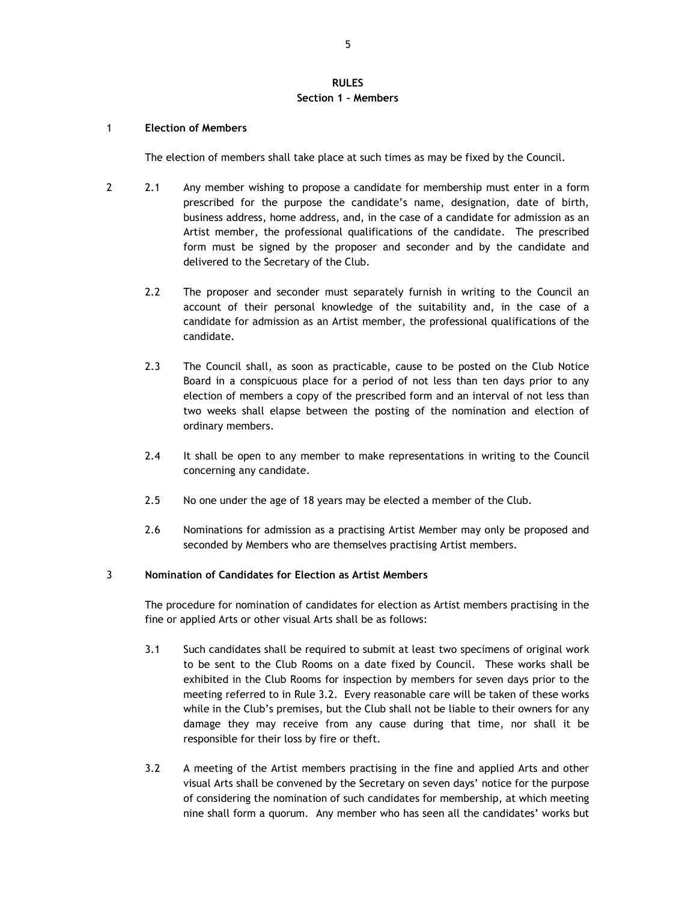# RULES

## Section 1 – Members

### 1 Election of Members

The election of members shall take place at such times as may be fixed by the Council.

### 2

2.1 Any member wishing to propose a candidate for membership must enter in a form prescribed for the purpose the candidate's name, designation, date of birth, business address, home address, and, in the case of a candidate for admission as an Artist member, the professional qualifications of the candidate. The prescribed form must be signed by the proposer and seconder and by the candidate and delivered to the Secretary of the Club.

2.2 The proposer and seconder must separately furnish in writing to the Council an account of their personal knowledge of the suitability and, in the case of a candidate for admission as an Artist member, the professional qualifications of the candidate.

2.3 The Council shall, as soon as practicable, cause to be posted on the Club Notice Board in a conspicuous place for a period of not less than ten days prior to any election of members a copy of the prescribed form and an interval of not less than two weeks shall elapse between the posting of the nomination and election of ordinary members.

2.4 It shall be open to any member to make representations in writing to the Council concerning any candidate.

2.5 No one under the age of 18 years may be elected a member of the Club.

2.6 Nominations for admission as a practising Artist Member may only be proposed and seconded by Members who are themselves practising Artist members.

### 3 Nomination of Candidates for Election as Artist Members

The procedure for nomination of candidates for election as Artist members practising in the fine or applied Arts or other visual Arts shall be as follows:

3.1 Such candidates shall be required to submit at least two specimens of original work to be sent to the Club Rooms on a date fixed by Council. These works shall be exhibited in the Club Rooms for inspection by members for seven days prior to the meeting referred to in Rule 3.2. Every reasonable care will be taken of these works while in the Club's premises, but the Club shall not be liable to their owners for any damage they may receive from any cause during that time, nor shall it be responsible for their loss by fire or theft.

3.2 A meeting of the Artist members practising in the fine and applied Arts and other visual Arts shall be convened by the Secretary on seven days' notice for the purpose of considering the nomination of such candidates for membership, at which meeting nine shall form a quorum. Any member who has seen all the candidates' works but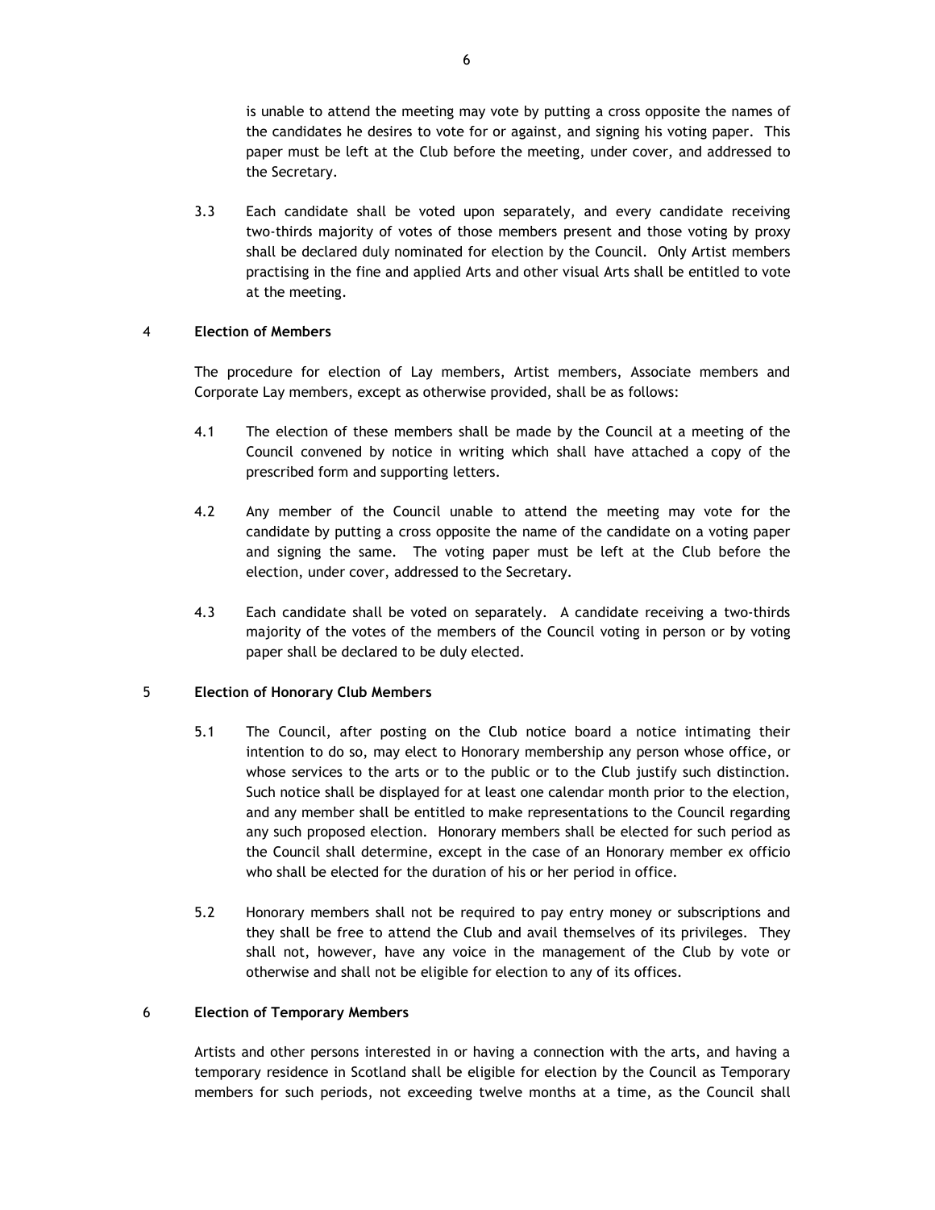is unable to attend the meeting may vote by putting a cross opposite the names of the candidates he desires to vote for or against, and signing his voting paper. This paper must be left at the Club before the meeting, under cover, and addressed to the Secretary.

3.3 Each candidate shall be voted upon separately, and every candidate receiving two-thirds majority of votes of those members present and those voting by proxy shall be declared duly nominated for election by the Council. Only Artist members practising in the fine and applied Arts and other visual Arts shall be entitled to vote at the meeting.

## 4 Election of Members

The procedure for election of Lay members, Artist members, Associate members and Corporate Lay members, except as otherwise provided, shall be as follows:

4.1 The election of these members shall be made by the Council at a meeting of the Council convened by notice in writing which shall have attached a copy of the prescribed form and supporting letters.

4.2 Any member of the Council unable to attend the meeting may vote for the candidate by putting a cross opposite the name of the candidate on a voting paper and signing the same. The voting paper must be left at the Club before the election, under cover, addressed to the Secretary.

4.3 Each candidate shall be voted on separately. A candidate receiving a two-thirds majority of the votes of the members of the Council voting in person or by voting paper shall be declared to be duly elected.

## 5 Election of Honorary Club Members

5.1 The Council, after posting on the Club notice board a notice intimating their intention to do so, may elect to Honorary membership any person whose office, or whose services to the arts or to the public or to the Club justify such distinction. Such notice shall be displayed for at least one calendar month prior to the election, and any member shall be entitled to make representations to the Council regarding any such proposed election. Honorary members shall be elected for such period as the Council shall determine, except in the case of an Honorary member ex officio who shall be elected for the duration of his or her period in office.

5.2 Honorary members shall not be required to pay entry money or subscriptions and they shall be free to attend the Club and avail themselves of its privileges. They shall not, however, have any voice in the management of the Club by vote or otherwise and shall not be eligible for election to any of its offices.

## 6 Election of Temporary Members

Artists and other persons interested in or having a connection with the arts, and having a temporary residence in Scotland shall be eligible for election by the Council as Temporary members for such periods, not exceeding twelve months at a time, as the Council shall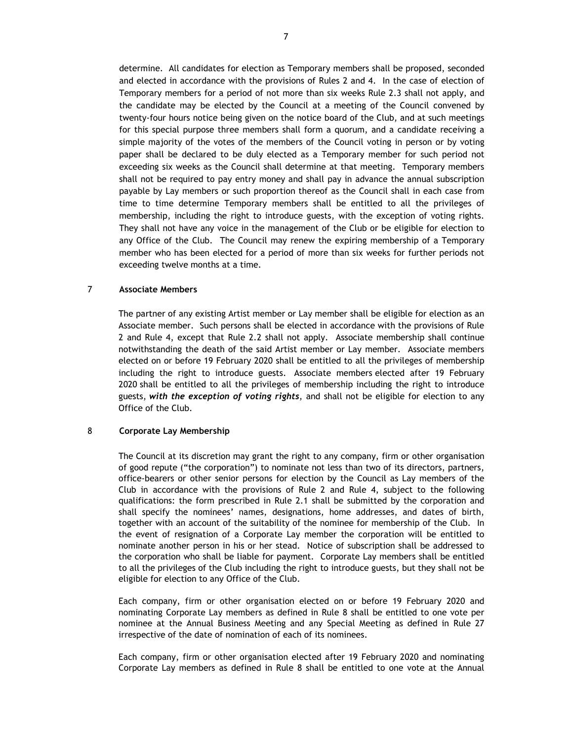determine. All candidates for election as Temporary members shall be proposed, seconded and elected in accordance with the provisions of Rules 2 and 4. In the case of election of Temporary members for a period of not more than six weeks Rule 2.3 shall not apply, and the candidate may be elected by the Council at a meeting of the Council convened by twenty-four hours notice being given on the notice board of the Club, and at such meetings for this special purpose three members shall form a quorum, and a candidate receiving a simple majority of the votes of the members of the Council voting in person or by voting paper shall be declared to be duly elected as a Temporary member for such period not exceeding six weeks as the Council shall determine at that meeting. Temporary members shall not be required to pay entry money and shall pay in advance the annual subscription payable by Lay members or such proportion thereof as the Council shall in each case from time to time determine Temporary members shall be entitled to all the privileges of membership, including the right to introduce guests, with the exception of voting rights. They shall not have any voice in the management of the Club or be eligible for election to any Office of the Club. The Council may renew the expiring membership of a Temporary member who has been elected for a period of more than six weeks for further periods not exceeding twelve months at a time.

## 7 Associate Members

The partner of any existing Artist member or Lay member shall be eligible for election as an Associate member. Such persons shall be elected in accordance with the provisions of Rule 2 and Rule 4, except that Rule 2.2 shall not apply. Associate membership shall continue notwithstanding the death of the said Artist member or Lay member. Associate members elected on or before 19 February 2020 shall be entitled to all the privileges of membership including the right to introduce guests. Associate members elected after 19 February 2020 shall be entitled to all the privileges of membership including the right to introduce guests, ***with the exception of voting rights***, and shall not be eligible for election to any Office of the Club.

## 8 Corporate Lay Membership

The Council at its discretion may grant the right to any company, firm or other organisation of good repute ("the corporation") to nominate not less than two of its directors, partners, office-bearers or other senior persons for election by the Council as Lay members of the Club in accordance with the provisions of Rule 2 and Rule 4, subject to the following qualifications: the form prescribed in Rule 2.1 shall be submitted by the corporation and shall specify the nominees' names, designations, home addresses, and dates of birth, together with an account of the suitability of the nominee for membership of the Club. In the event of resignation of a Corporate Lay member the corporation will be entitled to nominate another person in his or her stead. Notice of subscription shall be addressed to the corporation who shall be liable for payment. Corporate Lay members shall be entitled to all the privileges of the Club including the right to introduce guests, but they shall not be eligible for election to any Office of the Club.

Each company, firm or other organisation elected on or before 19 February 2020 and nominating Corporate Lay members as defined in Rule 8 shall be entitled to one vote per nominee at the Annual Business Meeting and any Special Meeting as defined in Rule 27 irrespective of the date of nomination of each of its nominees.

Each company, firm or other organisation elected after 19 February 2020 and nominating Corporate Lay members as defined in Rule 8 shall be entitled to one vote at the Annual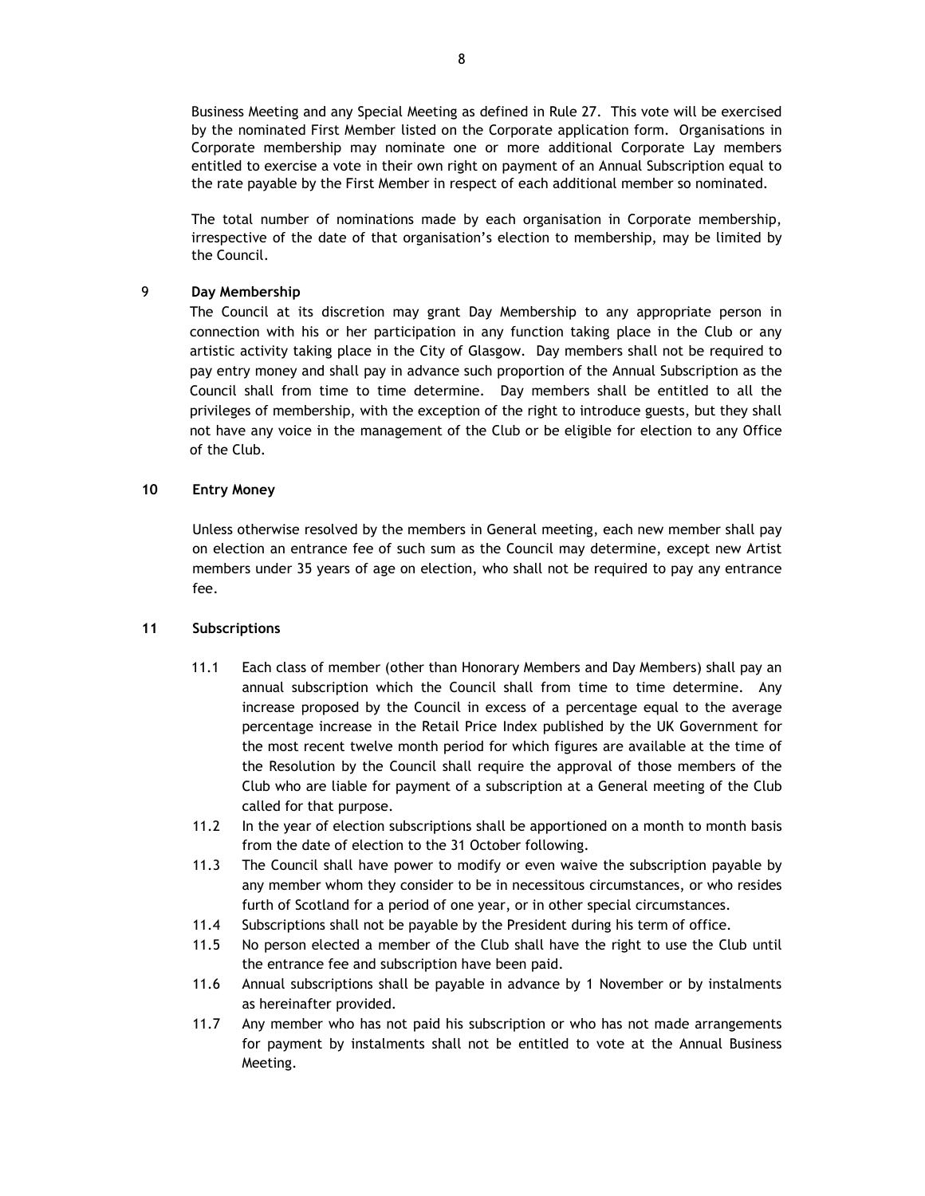Business Meeting and any Special Meeting as defined in Rule 27. This vote will be exercised by the nominated First Member listed on the Corporate application form. Organisations in Corporate membership may nominate one or more additional Corporate Lay members entitled to exercise a vote in their own right on payment of an Annual Subscription equal to the rate payable by the First Member in respect of each additional member so nominated.

The total number of nominations made by each organisation in Corporate membership, irrespective of the date of that organisation's election to membership, may be limited by the Council.

## 9 Day Membership

The Council at its discretion may grant Day Membership to any appropriate person in connection with his or her participation in any function taking place in the Club or any artistic activity taking place in the City of Glasgow. Day members shall not be required to pay entry money and shall pay in advance such proportion of the Annual Subscription as the Council shall from time to time determine. Day members shall be entitled to all the privileges of membership, with the exception of the right to introduce guests, but they shall not have any voice in the management of the Club or be eligible for election to any Office of the Club.

## 10 Entry Money

Unless otherwise resolved by the members in General meeting, each new member shall pay on election an entrance fee of such sum as the Council may determine, except new Artist members under 35 years of age on election, who shall not be required to pay any entrance fee.

## 11 Subscriptions

11.1 Each class of member (other than Honorary Members and Day Members) shall pay an annual subscription which the Council shall from time to time determine. Any increase proposed by the Council in excess of a percentage equal to the average percentage increase in the Retail Price Index published by the UK Government for the most recent twelve month period for which figures are available at the time of the Resolution by the Council shall require the approval of those members of the Club who are liable for payment of a subscription at a General meeting of the Club called for that purpose.

11.2 In the year of election subscriptions shall be apportioned on a month to month basis from the date of election to the 31 October following.

11.3 The Council shall have power to modify or even waive the subscription payable by any member whom they consider to be in necessitous circumstances, or who resides furth of Scotland for a period of one year, or in other special circumstances.

11.4 Subscriptions shall not be payable by the President during his term of office.

11.5 No person elected a member of the Club shall have the right to use the Club until the entrance fee and subscription have been paid.

11.6 Annual subscriptions shall be payable in advance by 1 November or by instalments as hereinafter provided.

11.7 Any member who has not paid his subscription or who has not made arrangements for payment by instalments shall not be entitled to vote at the Annual Business Meeting.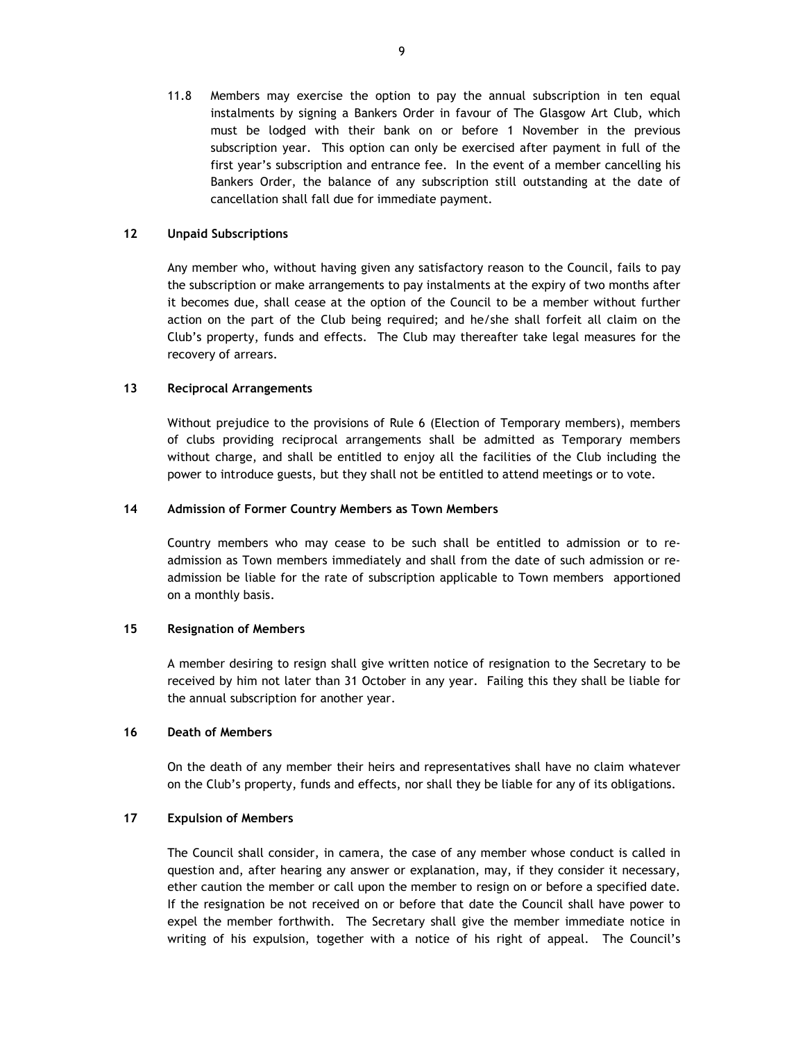11.8 Members may exercise the option to pay the annual subscription in ten equal instalments by signing a Bankers Order in favour of The Glasgow Art Club, which must be lodged with their bank on or before 1 November in the previous subscription year. This option can only be exercised after payment in full of the first year's subscription and entrance fee. In the event of a member cancelling his Bankers Order, the balance of any subscription still outstanding at the date of cancellation shall fall due for immediate payment.

### 12 Unpaid Subscriptions

Any member who, without having given any satisfactory reason to the Council, fails to pay the subscription or make arrangements to pay instalments at the expiry of two months after it becomes due, shall cease at the option of the Council to be a member without further action on the part of the Club being required; and he/she shall forfeit all claim on the Club's property, funds and effects. The Club may thereafter take legal measures for the recovery of arrears.

### 13 Reciprocal Arrangements

Without prejudice to the provisions of Rule 6 (Election of Temporary members), members of clubs providing reciprocal arrangements shall be admitted as Temporary members without charge, and shall be entitled to enjoy all the facilities of the Club including the power to introduce guests, but they shall not be entitled to attend meetings or to vote.

### 14 Admission of Former Country Members as Town Members

Country members who may cease to be such shall be entitled to admission or to re-admission as Town members immediately and shall from the date of such admission or re-admission be liable for the rate of subscription applicable to Town members apportioned on a monthly basis.

### 15 Resignation of Members

A member desiring to resign shall give written notice of resignation to the Secretary to be received by him not later than 31 October in any year. Failing this they shall be liable for the annual subscription for another year.

### 16 Death of Members

On the death of any member their heirs and representatives shall have no claim whatever on the Club's property, funds and effects, nor shall they be liable for any of its obligations.

### 17 Expulsion of Members

The Council shall consider, in camera, the case of any member whose conduct is called in question and, after hearing any answer or explanation, may, if they consider it necessary, ether caution the member or call upon the member to resign on or before a specified date. If the resignation be not received on or before that date the Council shall have power to expel the member forthwith. The Secretary shall give the member immediate notice in writing of his expulsion, together with a notice of his right of appeal. The Council's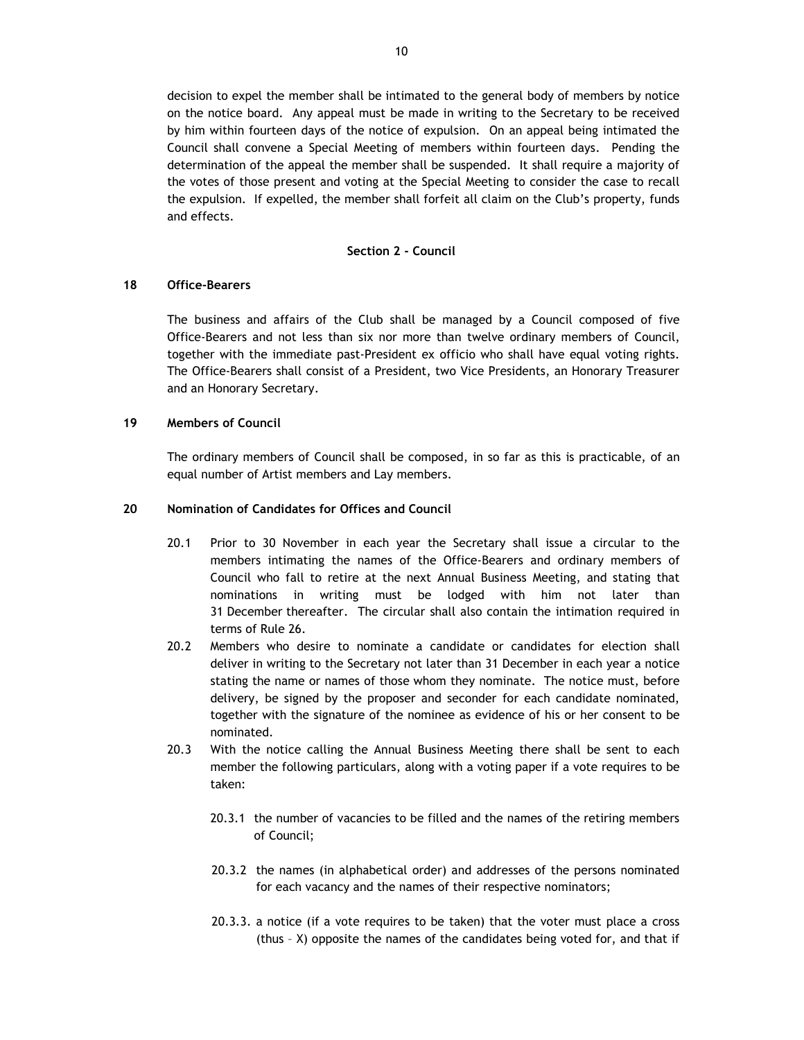decision to expel the member shall be intimated to the general body of members by notice on the notice board. Any appeal must be made in writing to the Secretary to be received by him within fourteen days of the notice of expulsion. On an appeal being intimated the Council shall convene a Special Meeting of members within fourteen days. Pending the determination of the appeal the member shall be suspended. It shall require a majority of the votes of those present and voting at the Special Meeting to consider the case to recall the expulsion. If expelled, the member shall forfeit all claim on the Club's property, funds and effects.

## Section 2 - Council

### 18 Office-Bearers

The business and affairs of the Club shall be managed by a Council composed of five Office-Bearers and not less than six nor more than twelve ordinary members of Council, together with the immediate past-President ex officio who shall have equal voting rights. The Office-Bearers shall consist of a President, two Vice Presidents, an Honorary Treasurer and an Honorary Secretary.

### 19 Members of Council

The ordinary members of Council shall be composed, in so far as this is practicable, of an equal number of Artist members and Lay members.

### 20 Nomination of Candidates for Offices and Council

20.1 Prior to 30 November in each year the Secretary shall issue a circular to the members intimating the names of the Office-Bearers and ordinary members of Council who fall to retire at the next Annual Business Meeting, and stating that nominations in writing must be lodged with him not later than 31 December thereafter. The circular shall also contain the intimation required in terms of Rule 26.

20.2 Members who desire to nominate a candidate or candidates for election shall deliver in writing to the Secretary not later than 31 December in each year a notice stating the name or names of those whom they nominate. The notice must, before delivery, be signed by the proposer and seconder for each candidate nominated, together with the signature of the nominee as evidence of his or her consent to be nominated.

20.3 With the notice calling the Annual Business Meeting there shall be sent to each member the following particulars, along with a voting paper if a vote requires to be taken:

20.3.1 the number of vacancies to be filled and the names of the retiring members of Council;

20.3.2 the names (in alphabetical order) and addresses of the persons nominated for each vacancy and the names of their respective nominators;

20.3.3. a notice (if a vote requires to be taken) that the voter must place a cross (thus – X) opposite the names of the candidates being voted for, and that if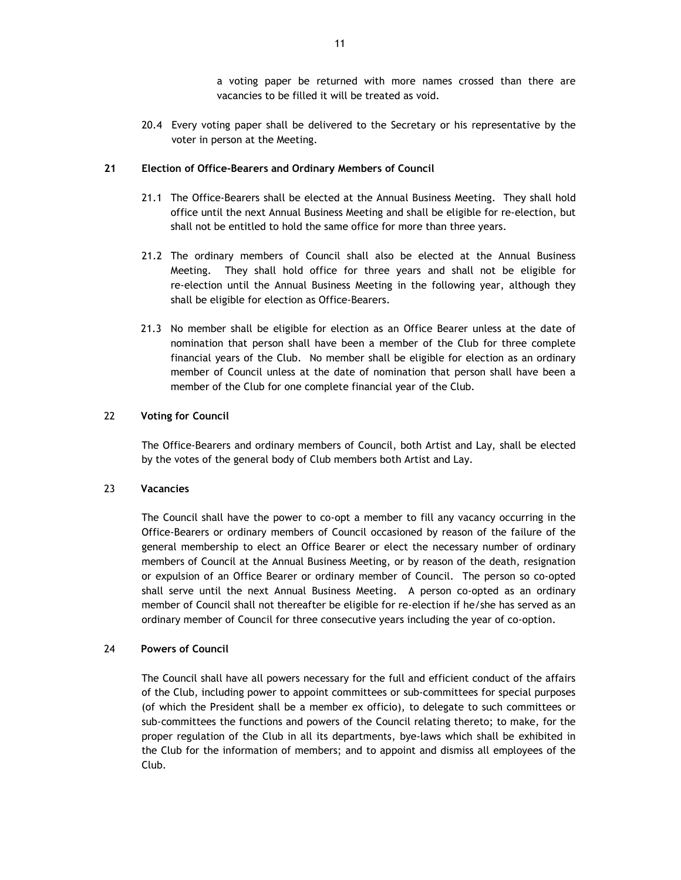a voting paper be returned with more names crossed than there are vacancies to be filled it will be treated as void.

20.4 Every voting paper shall be delivered to the Secretary or his representative by the voter in person at the Meeting.

**21 Election of Office-Bearers and Ordinary Members of Council**

21.1 The Office-Bearers shall be elected at the Annual Business Meeting. They shall hold office until the next Annual Business Meeting and shall be eligible for re-election, but shall not be entitled to hold the same office for more than three years.

21.2 The ordinary members of Council shall also be elected at the Annual Business Meeting. They shall hold office for three years and shall not be eligible for re-election until the Annual Business Meeting in the following year, although they shall be eligible for election as Office-Bearers.

21.3 No member shall be eligible for election as an Office Bearer unless at the date of nomination that person shall have been a member of the Club for three complete financial years of the Club. No member shall be eligible for election as an ordinary member of Council unless at the date of nomination that person shall have been a member of the Club for one complete financial year of the Club.

22 **Voting for Council**

The Office-Bearers and ordinary members of Council, both Artist and Lay, shall be elected by the votes of the general body of Club members both Artist and Lay.

23 **Vacancies**

The Council shall have the power to co-opt a member to fill any vacancy occurring in the Office-Bearers or ordinary members of Council occasioned by reason of the failure of the general membership to elect an Office Bearer or elect the necessary number of ordinary members of Council at the Annual Business Meeting, or by reason of the death, resignation or expulsion of an Office Bearer or ordinary member of Council. The person so co-opted shall serve until the next Annual Business Meeting. A person co-opted as an ordinary member of Council shall not thereafter be eligible for re-election if he/she has served as an ordinary member of Council for three consecutive years including the year of co-option.

24 **Powers of Council**

The Council shall have all powers necessary for the full and efficient conduct of the affairs of the Club, including power to appoint committees or sub-committees for special purposes (of which the President shall be a member ex officio), to delegate to such committees or sub-committees the functions and powers of the Council relating thereto; to make, for the proper regulation of the Club in all its departments, bye-laws which shall be exhibited in the Club for the information of members; and to appoint and dismiss all employees of the Club.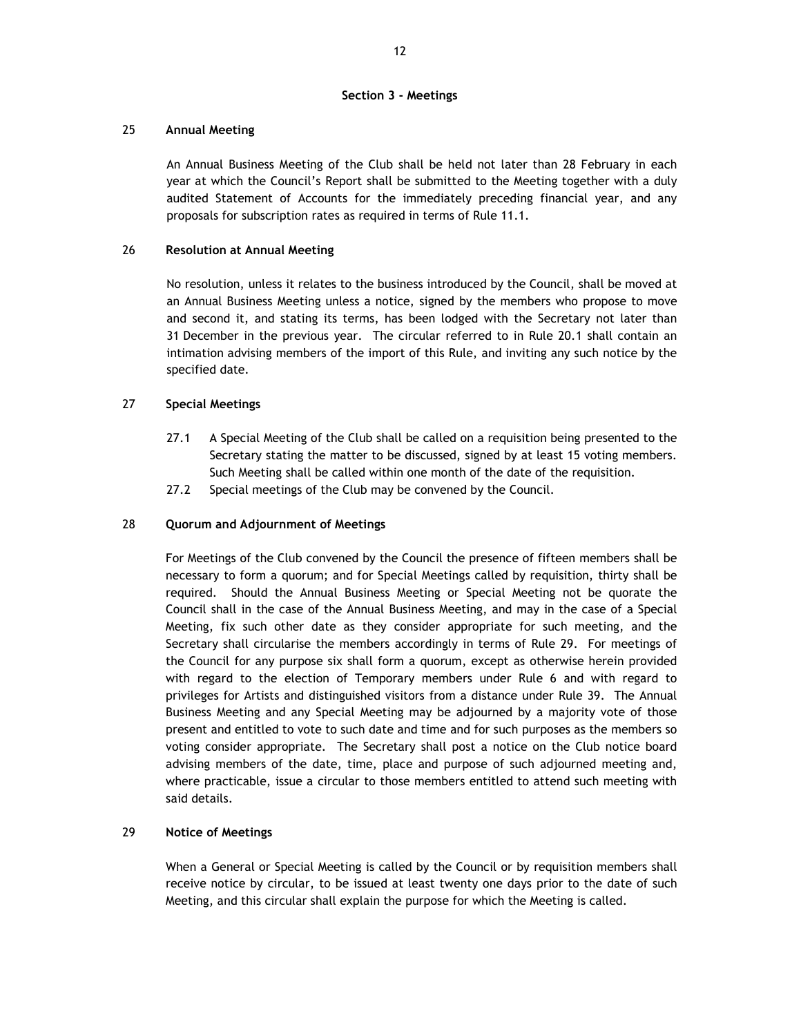## Section 3 - Meetings

### 25 Annual Meeting

An Annual Business Meeting of the Club shall be held not later than 28 February in each year at which the Council's Report shall be submitted to the Meeting together with a duly audited Statement of Accounts for the immediately preceding financial year, and any proposals for subscription rates as required in terms of Rule 11.1.

### 26 Resolution at Annual Meeting

No resolution, unless it relates to the business introduced by the Council, shall be moved at an Annual Business Meeting unless a notice, signed by the members who propose to move and second it, and stating its terms, has been lodged with the Secretary not later than 31 December in the previous year. The circular referred to in Rule 20.1 shall contain an intimation advising members of the import of this Rule, and inviting any such notice by the specified date.

### 27 Special Meetings

27.1 A Special Meeting of the Club shall be called on a requisition being presented to the Secretary stating the matter to be discussed, signed by at least 15 voting members. Such Meeting shall be called within one month of the date of the requisition.

27.2 Special meetings of the Club may be convened by the Council.

### 28 Quorum and Adjournment of Meetings

For Meetings of the Club convened by the Council the presence of fifteen members shall be necessary to form a quorum; and for Special Meetings called by requisition, thirty shall be required. Should the Annual Business Meeting or Special Meeting not be quorate the Council shall in the case of the Annual Business Meeting, and may in the case of a Special Meeting, fix such other date as they consider appropriate for such meeting, and the Secretary shall circularise the members accordingly in terms of Rule 29. For meetings of the Council for any purpose six shall form a quorum, except as otherwise herein provided with regard to the election of Temporary members under Rule 6 and with regard to privileges for Artists and distinguished visitors from a distance under Rule 39. The Annual Business Meeting and any Special Meeting may be adjourned by a majority vote of those present and entitled to vote to such date and time and for such purposes as the members so voting consider appropriate. The Secretary shall post a notice on the Club notice board advising members of the date, time, place and purpose of such adjourned meeting and, where practicable, issue a circular to those members entitled to attend such meeting with said details.

### 29 Notice of Meetings

When a General or Special Meeting is called by the Council or by requisition members shall receive notice by circular, to be issued at least twenty one days prior to the date of such Meeting, and this circular shall explain the purpose for which the Meeting is called.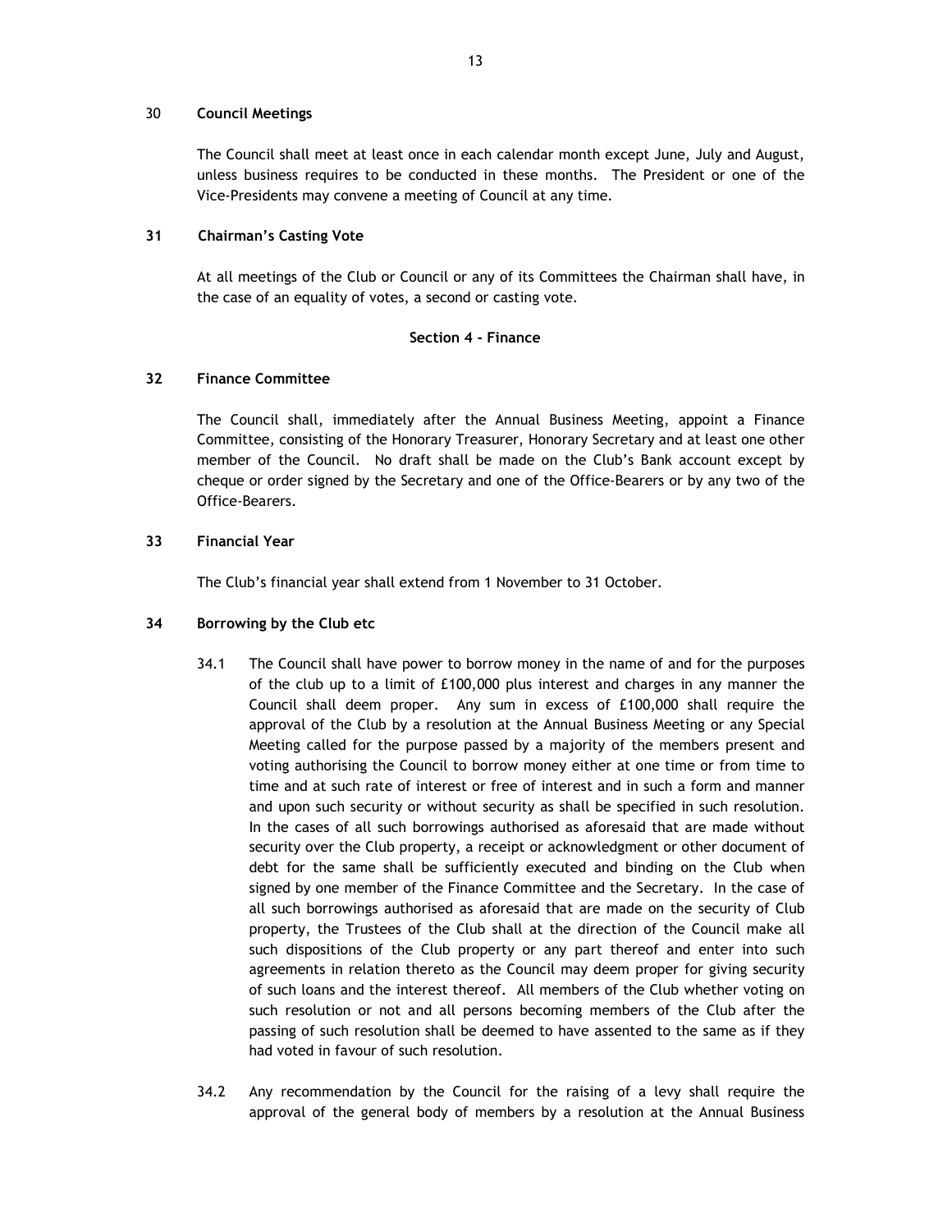### 30 Council Meetings

The Council shall meet at least once in each calendar month except June, July and August, unless business requires to be conducted in these months. The President or one of the Vice-Presidents may convene a meeting of Council at any time.

### 31 Chairman's Casting Vote

At all meetings of the Club or Council or any of its Committees the Chairman shall have, in the case of an equality of votes, a second or casting vote.

## Section 4 - Finance

### 32 Finance Committee

The Council shall, immediately after the Annual Business Meeting, appoint a Finance Committee, consisting of the Honorary Treasurer, Honorary Secretary and at least one other member of the Council. No draft shall be made on the Club's Bank account except by cheque or order signed by the Secretary and one of the Office-Bearers or by any two of the Office-Bearers.

### 33 Financial Year

The Club's financial year shall extend from 1 November to 31 October.

### 34 Borrowing by the Club etc

34.1 The Council shall have power to borrow money in the name of and for the purposes of the club up to a limit of £100,000 plus interest and charges in any manner the Council shall deem proper. Any sum in excess of £100,000 shall require the approval of the Club by a resolution at the Annual Business Meeting or any Special Meeting called for the purpose passed by a majority of the members present and voting authorising the Council to borrow money either at one time or from time to time and at such rate of interest or free of interest and in such a form and manner and upon such security or without security as shall be specified in such resolution. In the cases of all such borrowings authorised as aforesaid that are made without security over the Club property, a receipt or acknowledgment or other document of debt for the same shall be sufficiently executed and binding on the Club when signed by one member of the Finance Committee and the Secretary. In the case of all such borrowings authorised as aforesaid that are made on the security of Club property, the Trustees of the Club shall at the direction of the Council make all such dispositions of the Club property or any part thereof and enter into such agreements in relation thereto as the Council may deem proper for giving security of such loans and the interest thereof. All members of the Club whether voting on such resolution or not and all persons becoming members of the Club after the passing of such resolution shall be deemed to have assented to the same as if they had voted in favour of such resolution.

34.2 Any recommendation by the Council for the raising of a levy shall require the approval of the general body of members by a resolution at the Annual Business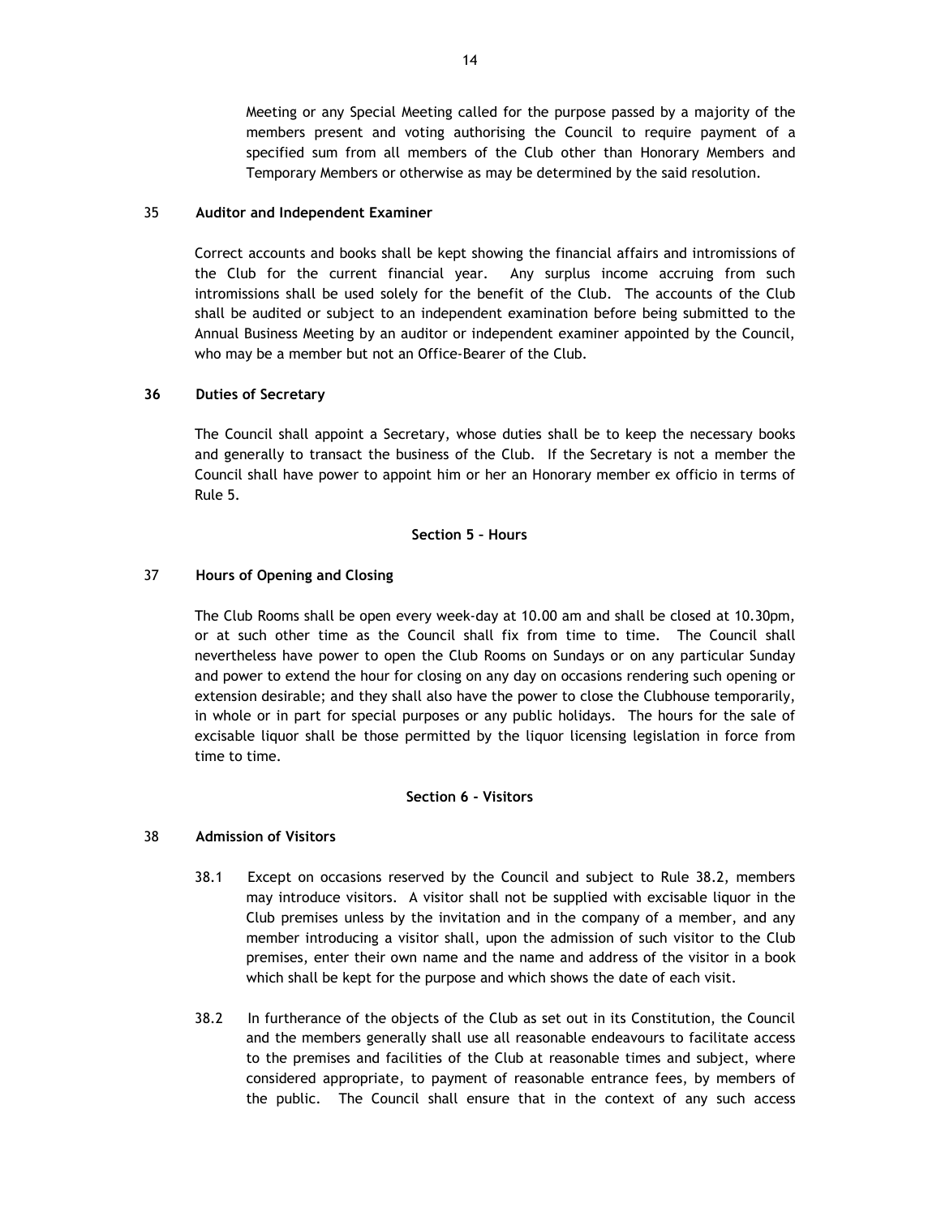Meeting or any Special Meeting called for the purpose passed by a majority of the members present and voting authorising the Council to require payment of a specified sum from all members of the Club other than Honorary Members and Temporary Members or otherwise as may be determined by the said resolution.

### 35 Auditor and Independent Examiner

Correct accounts and books shall be kept showing the financial affairs and intromissions of the Club for the current financial year. Any surplus income accruing from such intromissions shall be used solely for the benefit of the Club. The accounts of the Club shall be audited or subject to an independent examination before being submitted to the Annual Business Meeting by an auditor or independent examiner appointed by the Council, who may be a member but not an Office-Bearer of the Club.

### 36 Duties of Secretary

The Council shall appoint a Secretary, whose duties shall be to keep the necessary books and generally to transact the business of the Club. If the Secretary is not a member the Council shall have power to appoint him or her an Honorary member ex officio in terms of Rule 5.

## Section 5 – Hours

### 37 Hours of Opening and Closing

The Club Rooms shall be open every week-day at 10.00 am and shall be closed at 10.30pm, or at such other time as the Council shall fix from time to time. The Council shall nevertheless have power to open the Club Rooms on Sundays or on any particular Sunday and power to extend the hour for closing on any day on occasions rendering such opening or extension desirable; and they shall also have the power to close the Clubhouse temporarily, in whole or in part for special purposes or any public holidays. The hours for the sale of excisable liquor shall be those permitted by the liquor licensing legislation in force from time to time.

## Section 6 - Visitors

### 38 Admission of Visitors

38.1 Except on occasions reserved by the Council and subject to Rule 38.2, members may introduce visitors. A visitor shall not be supplied with excisable liquor in the Club premises unless by the invitation and in the company of a member, and any member introducing a visitor shall, upon the admission of such visitor to the Club premises, enter their own name and the name and address of the visitor in a book which shall be kept for the purpose and which shows the date of each visit.

38.2 In furtherance of the objects of the Club as set out in its Constitution, the Council and the members generally shall use all reasonable endeavours to facilitate access to the premises and facilities of the Club at reasonable times and subject, where considered appropriate, to payment of reasonable entrance fees, by members of the public. The Council shall ensure that in the context of any such access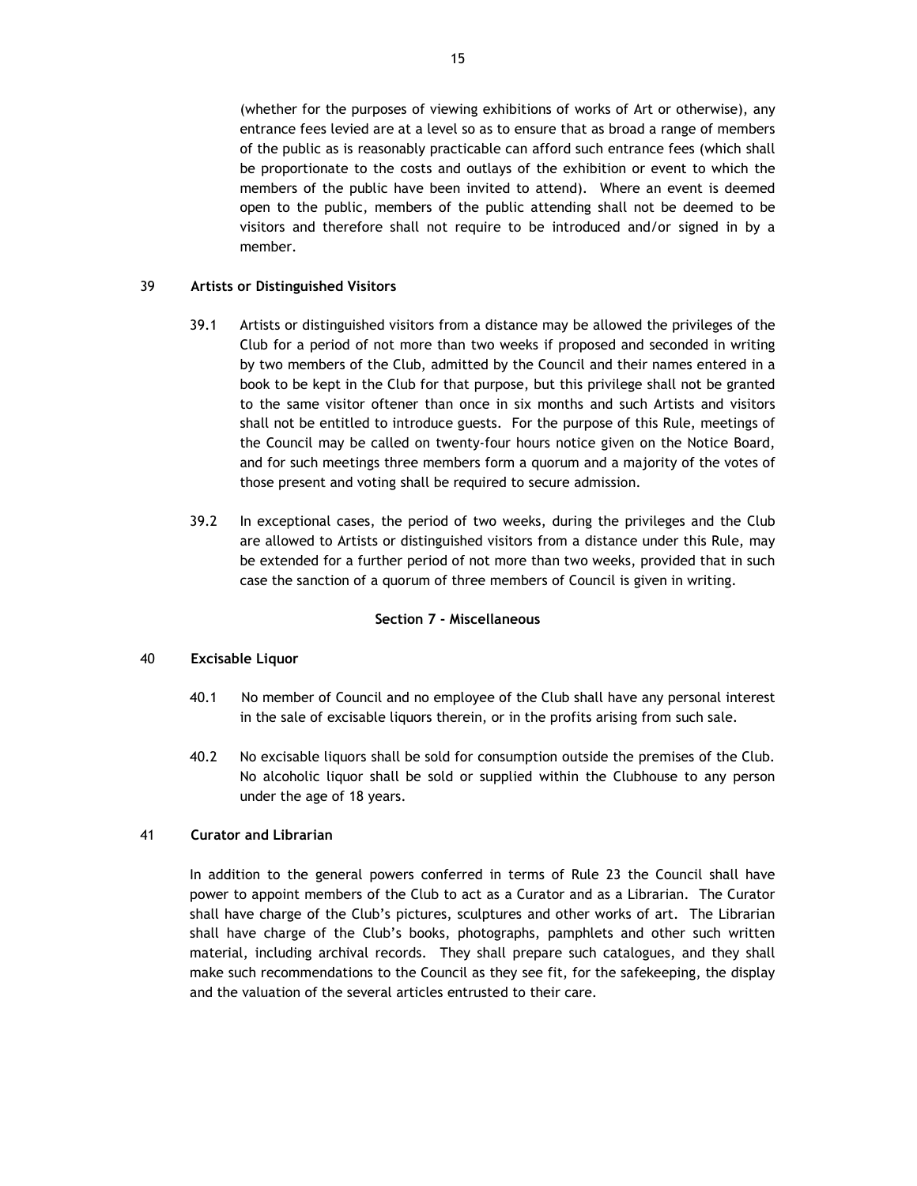(whether for the purposes of viewing exhibitions of works of Art or otherwise), any entrance fees levied are at a level so as to ensure that as broad a range of members of the public as is reasonably practicable can afford such entrance fees (which shall be proportionate to the costs and outlays of the exhibition or event to which the members of the public have been invited to attend). Where an event is deemed open to the public, members of the public attending shall not be deemed to be visitors and therefore shall not require to be introduced and/or signed in by a member.

**39 Artists or Distinguished Visitors**

39.1 Artists or distinguished visitors from a distance may be allowed the privileges of the Club for a period of not more than two weeks if proposed and seconded in writing by two members of the Club, admitted by the Council and their names entered in a book to be kept in the Club for that purpose, but this privilege shall not be granted to the same visitor oftener than once in six months and such Artists and visitors shall not be entitled to introduce guests. For the purpose of this Rule, meetings of the Council may be called on twenty-four hours notice given on the Notice Board, and for such meetings three members form a quorum and a majority of the votes of those present and voting shall be required to secure admission.

39.2 In exceptional cases, the period of two weeks, during the privileges and the Club are allowed to Artists or distinguished visitors from a distance under this Rule, may be extended for a further period of not more than two weeks, provided that in such case the sanction of a quorum of three members of Council is given in writing.

## Section 7 - Miscellaneous

**40 Excisable Liquor**

40.1 No member of Council and no employee of the Club shall have any personal interest in the sale of excisable liquors therein, or in the profits arising from such sale.

40.2 No excisable liquors shall be sold for consumption outside the premises of the Club. No alcoholic liquor shall be sold or supplied within the Clubhouse to any person under the age of 18 years.

**41 Curator and Librarian**

In addition to the general powers conferred in terms of Rule 23 the Council shall have power to appoint members of the Club to act as a Curator and as a Librarian. The Curator shall have charge of the Club's pictures, sculptures and other works of art. The Librarian shall have charge of the Club's books, photographs, pamphlets and other such written material, including archival records. They shall prepare such catalogues, and they shall make such recommendations to the Council as they see fit, for the safekeeping, the display and the valuation of the several articles entrusted to their care.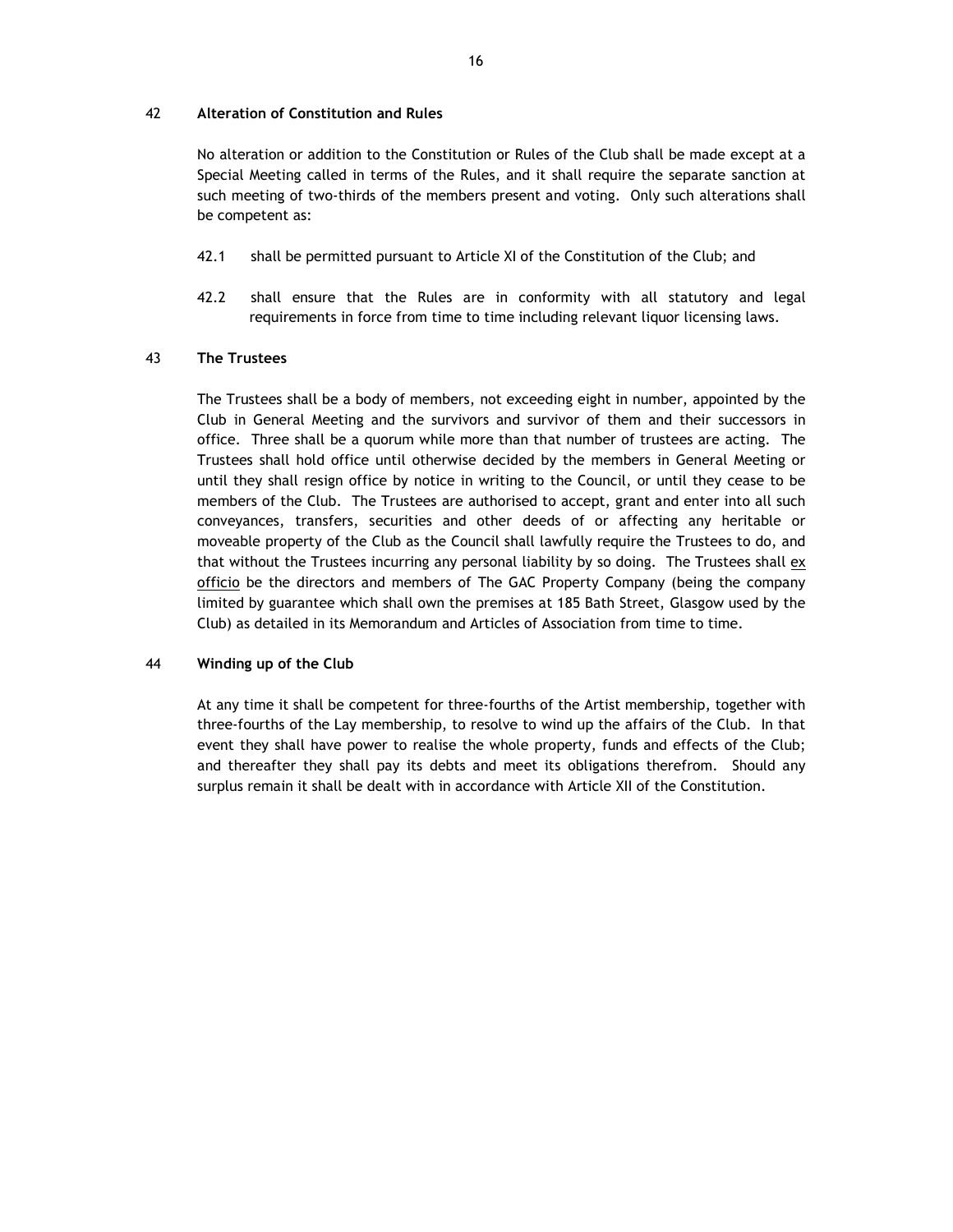## 42 Alteration of Constitution and Rules

No alteration or addition to the Constitution or Rules of the Club shall be made except at a Special Meeting called in terms of the Rules, and it shall require the separate sanction at such meeting of two-thirds of the members present and voting. Only such alterations shall be competent as:

42.1 shall be permitted pursuant to Article XI of the Constitution of the Club; and

42.2 shall ensure that the Rules are in conformity with all statutory and legal requirements in force from time to time including relevant liquor licensing laws.

## 43 The Trustees

The Trustees shall be a body of members, not exceeding eight in number, appointed by the Club in General Meeting and the survivors and survivor of them and their successors in office. Three shall be a quorum while more than that number of trustees are acting. The Trustees shall hold office until otherwise decided by the members in General Meeting or until they shall resign office by notice in writing to the Council, or until they cease to be members of the Club. The Trustees are authorised to accept, grant and enter into all such conveyances, transfers, securities and other deeds of or affecting any heritable or moveable property of the Club as the Council shall lawfully require the Trustees to do, and that without the Trustees incurring any personal liability by so doing. The Trustees shall ex officio be the directors and members of The GAC Property Company (being the company limited by guarantee which shall own the premises at 185 Bath Street, Glasgow used by the Club) as detailed in its Memorandum and Articles of Association from time to time.

## 44 Winding up of the Club

At any time it shall be competent for three-fourths of the Artist membership, together with three-fourths of the Lay membership, to resolve to wind up the affairs of the Club. In that event they shall have power to realise the whole property, funds and effects of the Club; and thereafter they shall pay its debts and meet its obligations therefrom. Should any surplus remain it shall be dealt with in accordance with Article XII of the Constitution.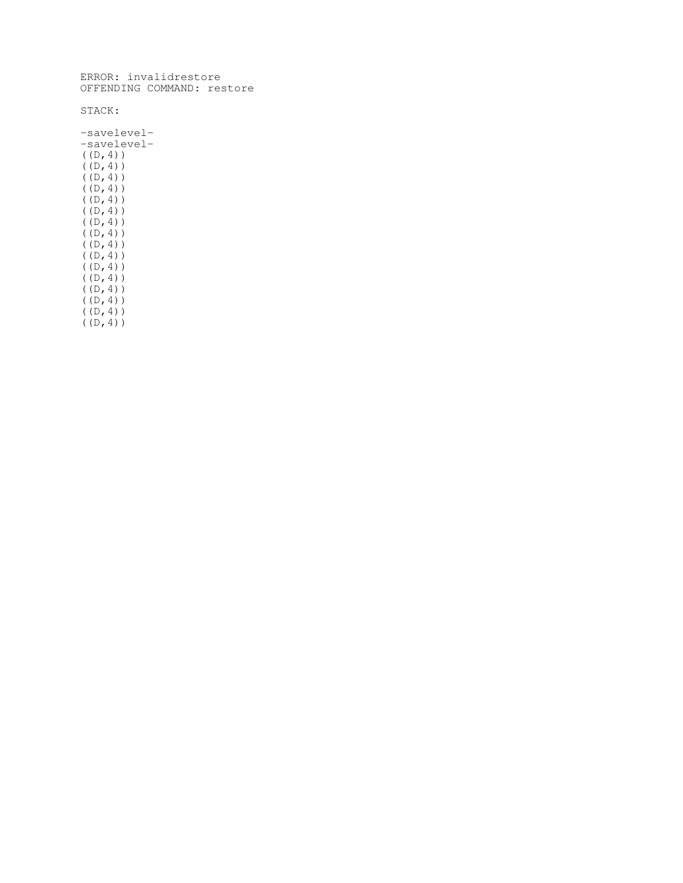ERROR: invalidrestore
OFFENDING COMMAND: restore

STACK:

-savelevel-
-savelevel-
((D,4))
((D,4))
((D,4))
((D,4))
((D,4))
((D,4))
((D,4))
((D,4))
((D,4))
((D,4))
((D,4))
((D,4))
((D,4))
((D,4))
((D,4))
((D,4))